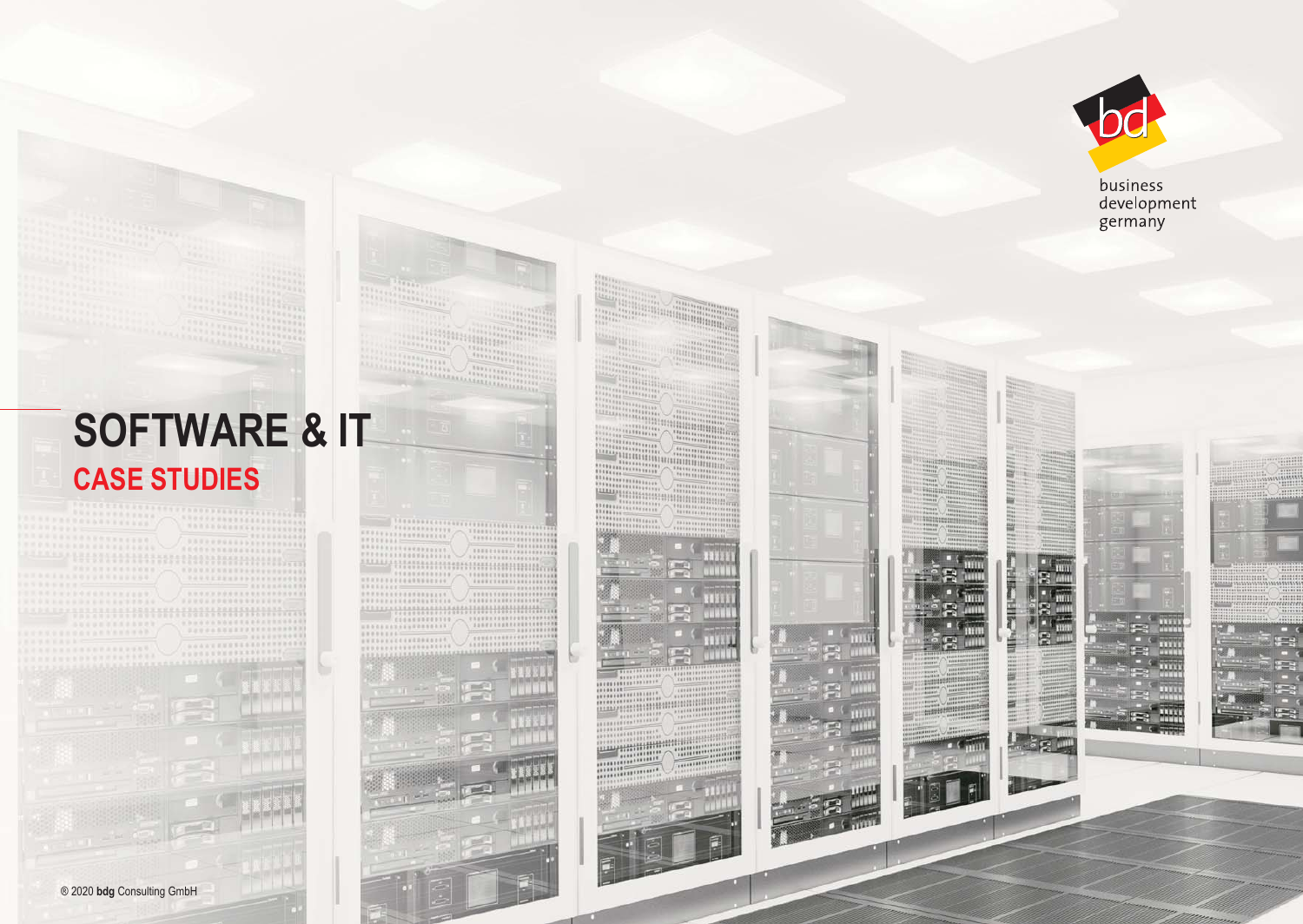business
development
germany

# SOFTWARE & IT

## CASE STUDIES

® 2020 **bdg** Consulting GmbH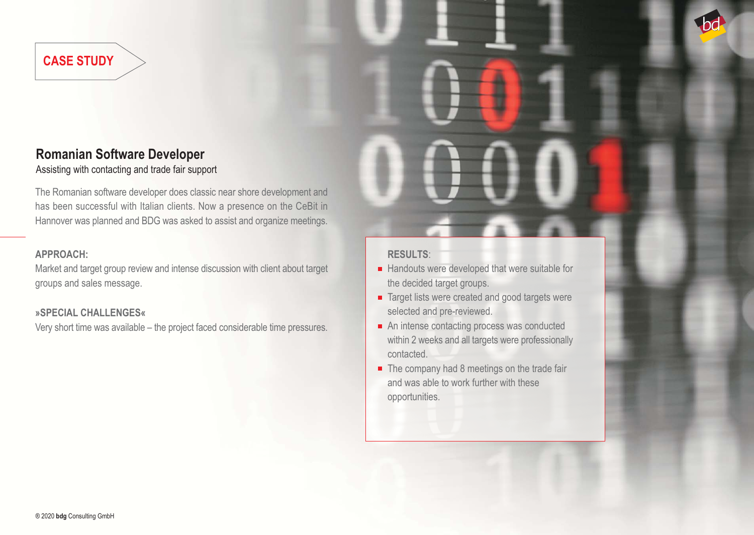CASE STUDY

## Romanian Software Developer

Assisting with contacting and trade fair support

The Romanian software developer does classic near shore development and has been successful with Italian clients. Now a presence on the CeBit in Hannover was planned and BDG was asked to assist and organize meetings.

**APPROACH:**

Market and target group review and intense discussion with client about target groups and sales message.

**»SPECIAL CHALLENGES«**

Very short time was available – the project faced considerable time pressures.

**RESULTS**:

- Handouts were developed that were suitable for the decided target groups.
- Target lists were created and good targets were selected and pre-reviewed.
- An intense contacting process was conducted within 2 weeks and all targets were professionally contacted.
- The company had 8 meetings on the trade fair and was able to work further with these opportunities.

® 2020 **bdg** Consulting GmbH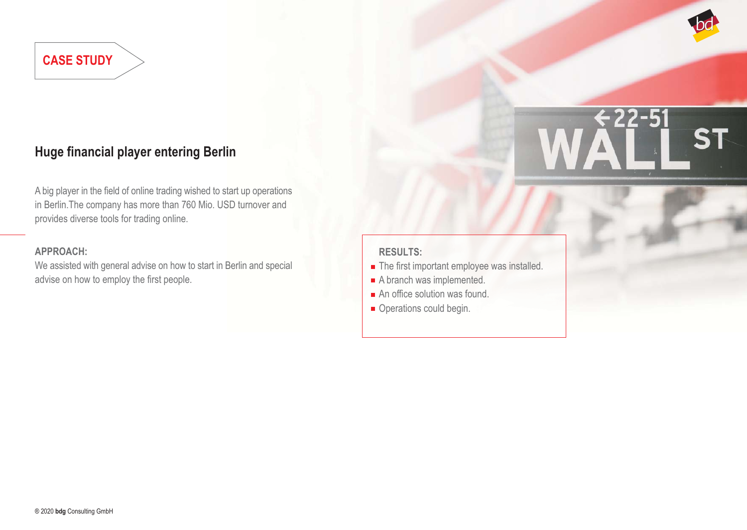CASE STUDY

## Huge financial player entering Berlin

A big player in the field of online trading wished to start up operations in Berlin.The company has more than 760 Mio. USD turnover and provides diverse tools for trading online.

**APPROACH:**

We assisted with general advise on how to start in Berlin and special advise on how to employ the first people.

**RESULTS:**

- The first important employee was installed.
- A branch was implemented.
- An office solution was found.
- Operations could begin.

® 2020 **bdg** Consulting GmbH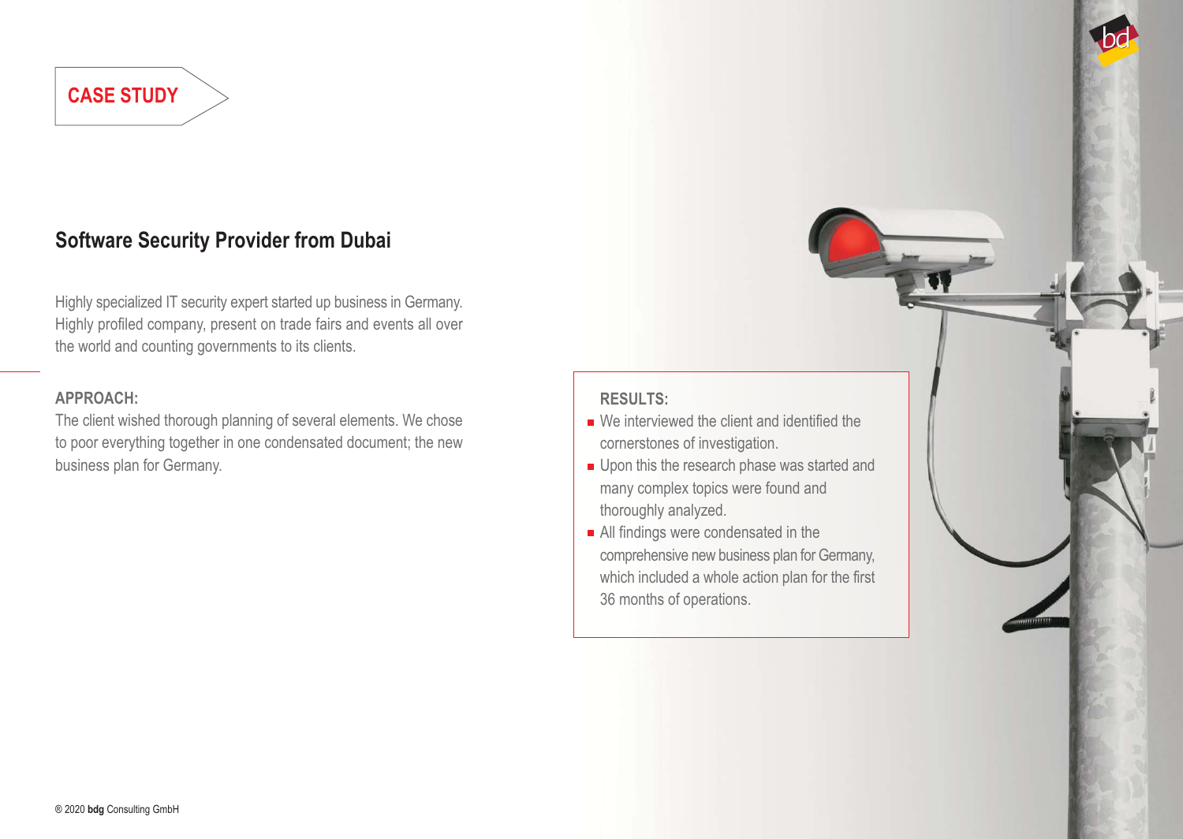CASE STUDY

## Software Security Provider from Dubai

Highly specialized IT security expert started up business in Germany. Highly profiled company, present on trade fairs and events all over the world and counting governments to its clients.

**APPROACH:**

The client wished thorough planning of several elements. We chose to poor everything together in one condensated document; the new business plan for Germany.

**RESULTS:**

- We interviewed the client and identified the cornerstones of investigation.
- Upon this the research phase was started and many complex topics were found and thoroughly analyzed.
- All findings were condensated in the comprehensive new business plan for Germany, which included a whole action plan for the first 36 months of operations.

® 2020 **bdg** Consulting GmbH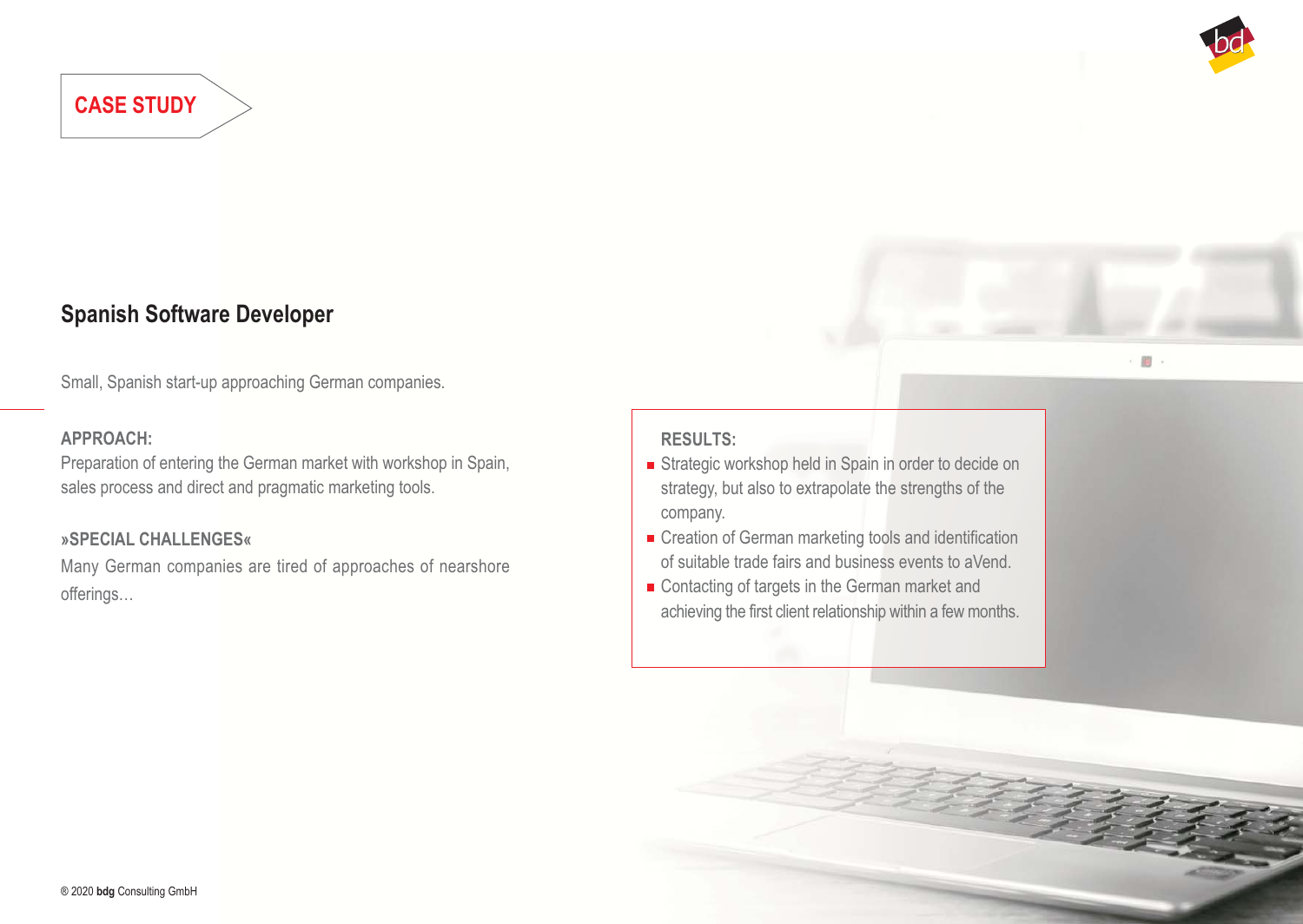CASE STUDY

## Spanish Software Developer

Small, Spanish start-up approaching German companies.

**APPROACH:**
Preparation of entering the German market with workshop in Spain, sales process and direct and pragmatic marketing tools.

**»SPECIAL CHALLENGES«**
Many German companies are tired of approaches of nearshore offerings…

**RESULTS:**

- Strategic workshop held in Spain in order to decide on strategy, but also to extrapolate the strengths of the company.
- Creation of German marketing tools and identification of suitable trade fairs and business events to aVend.
- Contacting of targets in the German market and achieving the first client relationship within a few months.

® 2020 **bdg** Consulting GmbH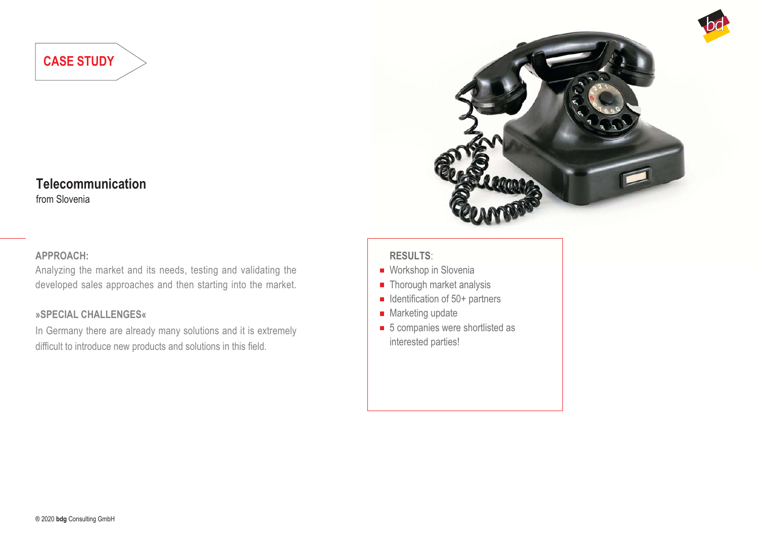CASE STUDY

## Telecommunication

from Slovenia

**APPROACH:**

Analyzing the market and its needs, testing and validating the developed sales approaches and then starting into the market.

**»SPECIAL CHALLENGES«**

In Germany there are already many solutions and it is extremely difficult to introduce new products and solutions in this field.

**RESULTS**:

- Workshop in Slovenia
- Thorough market analysis
- Identification of 50+ partners
- Marketing update
- 5 companies were shortlisted as interested parties!

© 2020 **bdg** Consulting GmbH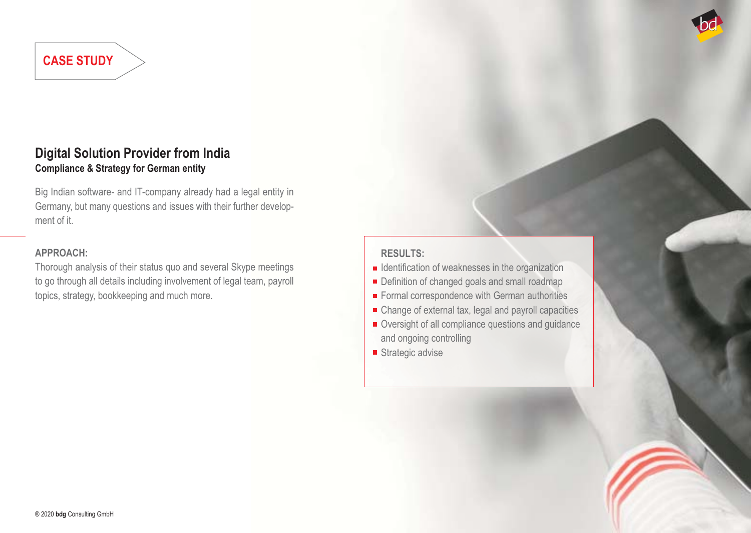CASE STUDY

## Digital Solution Provider from India

**Compliance & Strategy for German entity**

Big Indian software- and IT-company already had a legal entity in Germany, but many questions and issues with their further development of it.

**APPROACH:**

Thorough analysis of their status quo and several Skype meetings to go through all details including involvement of legal team, payroll topics, strategy, bookkeeping and much more.

**RESULTS:**

- Identification of weaknesses in the organization
- Definition of changed goals and small roadmap
- Formal correspondence with German authorities
- Change of external tax, legal and payroll capacities
- Oversight of all compliance questions and guidance and ongoing controlling
- Strategic advise

® 2020 **bdg** Consulting GmbH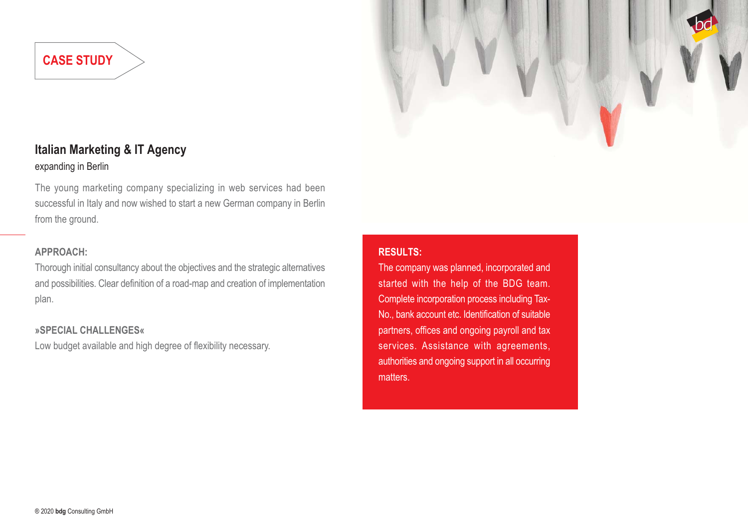CASE STUDY

## Italian Marketing & IT Agency

expanding in Berlin

The young marketing company specializing in web services had been successful in Italy and now wished to start a new German company in Berlin from the ground.

**APPROACH:**

Thorough initial consultancy about the objectives and the strategic alternatives and possibilities. Clear definition of a road-map and creation of implementation plan.

**»SPECIAL CHALLENGES«**

Low budget available and high degree of flexibility necessary.

**RESULTS:**

The company was planned, incorporated and started with the help of the BDG team. Complete incorporation process including Tax-No., bank account etc. Identification of suitable partners, offices and ongoing payroll and tax services. Assistance with agreements, authorities and ongoing support in all occurring matters.

® 2020 **bdg** Consulting GmbH